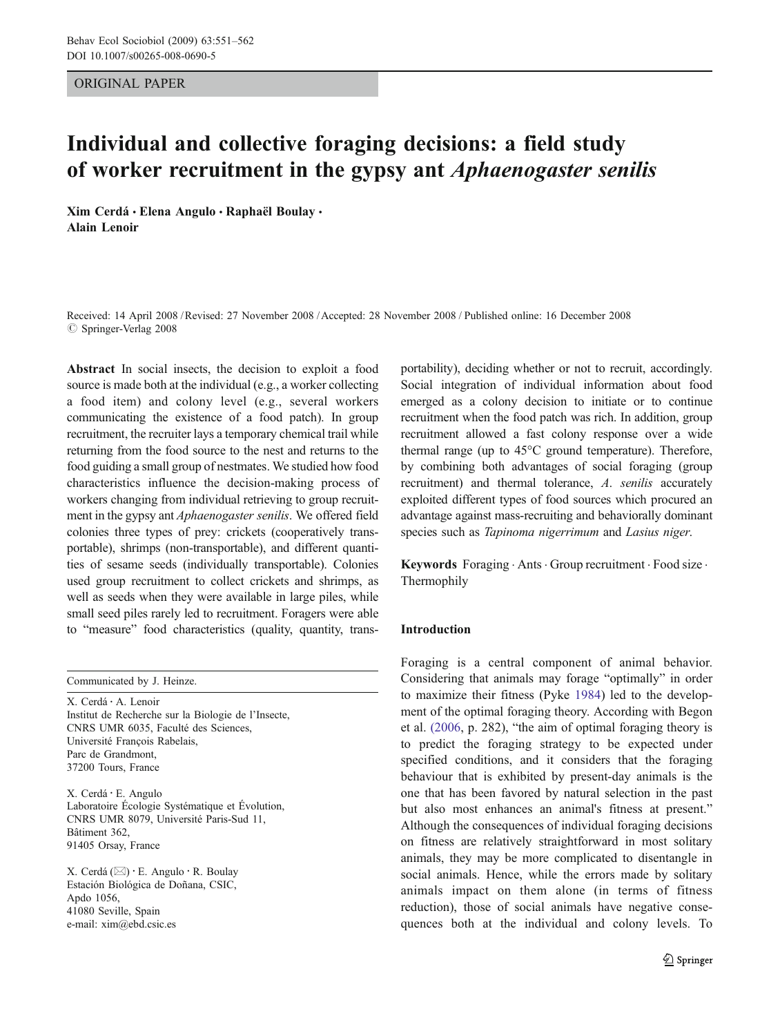ORIGINAL PAPER

# Individual and collective foraging decisions: a field study of worker recruitment in the gypsy ant *Aphaenogaster senilis*

Xim Cerdá · Elena Angulo · Raphaël Boulay · Alain Lenoir

Received: 14 April 2008 / Revised: 27 November 2008 / Accepted: 28 November 2008 / Published online: 16 December 2008
© Springer-Verlag 2008

**Abstract** In social insects, the decision to exploit a food source is made both at the individual (e.g., a worker collecting a food item) and colony level (e.g., several workers communicating the existence of a food patch). In group recruitment, the recruiter lays a temporary chemical trail while returning from the food source to the nest and returns to the food guiding a small group of nestmates. We studied how food characteristics influence the decision-making process of workers changing from individual retrieving to group recruitment in the gypsy ant *Aphaenogaster senilis*. We offered field colonies three types of prey: crickets (cooperatively transportable), shrimps (non-transportable), and different quantities of sesame seeds (individually transportable). Colonies used group recruitment to collect crickets and shrimps, as well as seeds when they were available in large piles, while small seed piles rarely led to recruitment. Foragers were able to "measure" food characteristics (quality, quantity, transportability), deciding whether or not to recruit, accordingly. Social integration of individual information about food emerged as a colony decision to initiate or to continue recruitment when the food patch was rich. In addition, group recruitment allowed a fast colony response over a wide thermal range (up to 45°C ground temperature). Therefore, by combining both advantages of social foraging (group recruitment) and thermal tolerance, *A. senilis* accurately exploited different types of food sources which procured an advantage against mass-recruiting and behaviorally dominant species such as *Tapinoma nigerrimum* and *Lasius niger*.

**Keywords** Foraging · Ants · Group recruitment · Food size · Thermophily

Communicated by J. Heinze.

X. Cerdá · A. Lenoir
Institut de Recherche sur la Biologie de l'Insecte,
CNRS UMR 6035, Faculté des Sciences,
Université François Rabelais,
Parc de Grandmont,
37200 Tours, France

X. Cerdá · E. Angulo
Laboratoire Écologie Systématique et Évolution,
CNRS UMR 8079, Université Paris-Sud 11,
Bâtiment 362,
91405 Orsay, France

X. Cerdá (✉) · E. Angulo · R. Boulay
Estación Biológica de Doñana, CSIC,
Apdo 1056,
41080 Seville, Spain
e-mail: xim@ebd.csic.es

## Introduction

Foraging is a central component of animal behavior. Considering that animals may forage "optimally" in order to maximize their fitness (Pyke 1984) led to the development of the optimal foraging theory. According with Begon et al. (2006, p. 282), "the aim of optimal foraging theory is to predict the foraging strategy to be expected under specified conditions, and it considers that the foraging behaviour that is exhibited by present-day animals is the one that has been favored by natural selection in the past but also most enhances an animal's fitness at present." Although the consequences of individual foraging decisions on fitness are relatively straightforward in most solitary animals, they may be more complicated to disentangle in social animals. Hence, while the errors made by solitary animals impact on them alone (in terms of fitness reduction), those of social animals have negative consequences both at the individual and colony levels. To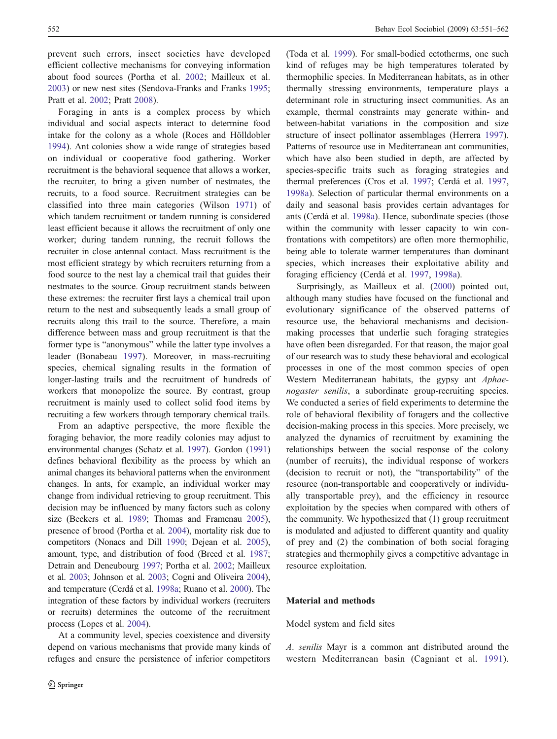prevent such errors, insect societies have developed efficient collective mechanisms for conveying information about food sources (Portha et al. 2002; Mailleux et al. 2003) or new nest sites (Sendova-Franks and Franks 1995; Pratt et al. 2002; Pratt 2008).

Foraging in ants is a complex process by which individual and social aspects interact to determine food intake for the colony as a whole (Roces and Hölldobler 1994). Ant colonies show a wide range of strategies based on individual or cooperative food gathering. Worker recruitment is the behavioral sequence that allows a worker, the recruiter, to bring a given number of nestmates, the recruits, to a food source. Recruitment strategies can be classified into three main categories (Wilson 1971) of which tandem recruitment or tandem running is considered least efficient because it allows the recruitment of only one worker; during tandem running, the recruit follows the recruiter in close antennal contact. Mass recruitment is the most efficient strategy by which recruiters returning from a food source to the nest lay a chemical trail that guides their nestmates to the source. Group recruitment stands between these extremes: the recruiter first lays a chemical trail upon return to the nest and subsequently leads a small group of recruits along this trail to the source. Therefore, a main difference between mass and group recruitment is that the former type is "anonymous" while the latter type involves a leader (Bonabeau 1997). Moreover, in mass-recruiting species, chemical signaling results in the formation of longer-lasting trails and the recruitment of hundreds of workers that monopolize the source. By contrast, group recruitment is mainly used to collect solid food items by recruiting a few workers through temporary chemical trails.

From an adaptive perspective, the more flexible the foraging behavior, the more readily colonies may adjust to environmental changes (Schatz et al. 1997). Gordon (1991) defines behavioral flexibility as the process by which an animal changes its behavioral patterns when the environment changes. In ants, for example, an individual worker may change from individual retrieving to group recruitment. This decision may be influenced by many factors such as colony size (Beckers et al. 1989; Thomas and Framenau 2005), presence of brood (Portha et al. 2004), mortality risk due to competitors (Nonacs and Dill 1990; Dejean et al. 2005), amount, type, and distribution of food (Breed et al. 1987; Detrain and Deneubourg 1997; Portha et al. 2002; Mailleux et al. 2003; Johnson et al. 2003; Cogni and Oliveira 2004), and temperature (Cerdá et al. 1998a; Ruano et al. 2000). The integration of these factors by individual workers (recruiters or recruits) determines the outcome of the recruitment process (Lopes et al. 2004).

At a community level, species coexistence and diversity depend on various mechanisms that provide many kinds of refuges and ensure the persistence of inferior competitors (Toda et al. 1999). For small-bodied ectotherms, one such kind of refuges may be high temperatures tolerated by thermophilic species. In Mediterranean habitats, as in other thermally stressing environments, temperature plays a determinant role in structuring insect communities. As an example, thermal constraints may generate within- and between-habitat variations in the composition and size structure of insect pollinator assemblages (Herrera 1997). Patterns of resource use in Mediterranean ant communities, which have also been studied in depth, are affected by species-specific traits such as foraging strategies and thermal preferences (Cros et al. 1997; Cerdá et al. 1997, 1998a). Selection of particular thermal environments on a daily and seasonal basis provides certain advantages for ants (Cerdá et al. 1998a). Hence, subordinate species (those within the community with lesser capacity to win confrontations with competitors) are often more thermophilic, being able to tolerate warmer temperatures than dominant species, which increases their exploitative ability and foraging efficiency (Cerdá et al. 1997, 1998a).

Surprisingly, as Mailleux et al. (2000) pointed out, although many studies have focused on the functional and evolutionary significance of the observed patterns of resource use, the behavioral mechanisms and decision-making processes that underlie such foraging strategies have often been disregarded. For that reason, the major goal of our research was to study these behavioral and ecological processes in one of the most common species of open Western Mediterranean habitats, the gypsy ant *Aphaenogaster senilis*, a subordinate group-recruiting species. We conducted a series of field experiments to determine the role of behavioral flexibility of foragers and the collective decision-making process in this species. More precisely, we analyzed the dynamics of recruitment by examining the relationships between the social response of the colony (number of recruits), the individual response of workers (decision to recruit or not), the "transportability" of the resource (non-transportable and cooperatively or individually transportable prey), and the efficiency in resource exploitation by the species when compared with others of the community. We hypothesized that (1) group recruitment is modulated and adjusted to different quantity and quality of prey and (2) the combination of both social foraging strategies and thermophily gives a competitive advantage in resource exploitation.

## Material and methods

### Model system and field sites

*A. senilis* Mayr is a common ant distributed around the western Mediterranean basin (Cagniant et al. 1991).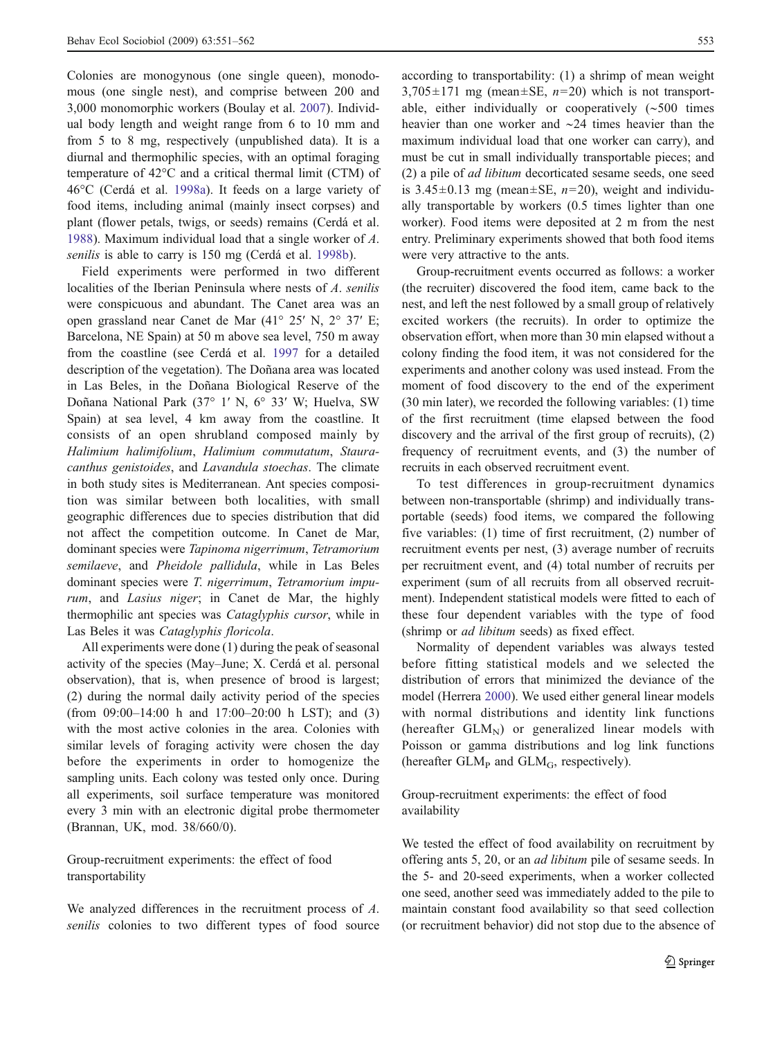Colonies are monogynous (one single queen), monodomous (one single nest), and comprise between 200 and 3,000 monomorphic workers (Boulay et al. 2007). Individual body length and weight range from 6 to 10 mm and from 5 to 8 mg, respectively (unpublished data). It is a diurnal and thermophilic species, with an optimal foraging temperature of 42°C and a critical thermal limit (CTM) of 46°C (Cerdá et al. 1998a). It feeds on a large variety of food items, including animal (mainly insect corpses) and plant (flower petals, twigs, or seeds) remains (Cerdá et al. 1988). Maximum individual load that a single worker of *A. senilis* is able to carry is 150 mg (Cerdá et al. 1998b).

Field experiments were performed in two different localities of the Iberian Peninsula where nests of *A. senilis* were conspicuous and abundant. The Canet area was an open grassland near Canet de Mar (41° 25′ N, 2° 37′ E; Barcelona, NE Spain) at 50 m above sea level, 750 m away from the coastline (see Cerdá et al. 1997 for a detailed description of the vegetation). The Doñana area was located in Las Beles, in the Doñana Biological Reserve of the Doñana National Park (37° 1′ N, 6° 33′ W; Huelva, SW Spain) at sea level, 4 km away from the coastline. It consists of an open shrubland composed mainly by *Halimium halimifolium*, *Halimium commutatum*, *Stauracanthus genistoides*, and *Lavandula stoechas*. The climate in both study sites is Mediterranean. Ant species composition was similar between both localities, with small geographic differences due to species distribution that did not affect the competition outcome. In Canet de Mar, dominant species were *Tapinoma nigerrimum*, *Tetramorium semilaeve*, and *Pheidole pallidula*, while in Las Beles dominant species were *T. nigerrimum*, *Tetramorium impurum*, and *Lasius niger*; in Canet de Mar, the highly thermophilic ant species was *Cataglyphis cursor*, while in Las Beles it was *Cataglyphis floricola*.

All experiments were done (1) during the peak of seasonal activity of the species (May–June; X. Cerdá et al. personal observation), that is, when presence of brood is largest; (2) during the normal daily activity period of the species (from 09:00–14:00 h and 17:00–20:00 h LST); and (3) with the most active colonies in the area. Colonies with similar levels of foraging activity were chosen the day before the experiments in order to homogenize the sampling units. Each colony was tested only once. During all experiments, soil surface temperature was monitored every 3 min with an electronic digital probe thermometer (Brannan, UK, mod. 38/660/0).

## Group-recruitment experiments: the effect of food transportability

We analyzed differences in the recruitment process of *A. senilis* colonies to two different types of food source according to transportability: (1) a shrimp of mean weight 3,705±171 mg (mean±SE, $n=20$) which is not transportable, either individually or cooperatively (~500 times heavier than one worker and ~24 times heavier than the maximum individual load that one worker can carry), and must be cut in small individually transportable pieces; and (2) a pile of *ad libitum* decorticated sesame seeds, one seed is 3.45±0.13 mg (mean±SE, $n=20$), weight and individually transportable by workers (0.5 times lighter than one worker). Food items were deposited at 2 m from the nest entry. Preliminary experiments showed that both food items were very attractive to the ants.

Group-recruitment events occurred as follows: a worker (the recruiter) discovered the food item, came back to the nest, and left the nest followed by a small group of relatively excited workers (the recruits). In order to optimize the observation effort, when more than 30 min elapsed without a colony finding the food item, it was not considered for the experiments and another colony was used instead. From the moment of food discovery to the end of the experiment (30 min later), we recorded the following variables: (1) time of the first recruitment (time elapsed between the food discovery and the arrival of the first group of recruits), (2) frequency of recruitment events, and (3) the number of recruits in each observed recruitment event.

To test differences in group-recruitment dynamics between non-transportable (shrimp) and individually transportable (seeds) food items, we compared the following five variables: (1) time of first recruitment, (2) number of recruitment events per nest, (3) average number of recruits per recruitment event, and (4) total number of recruits per experiment (sum of all recruits from all observed recruitment). Independent statistical models were fitted to each of these four dependent variables with the type of food (shrimp or *ad libitum* seeds) as fixed effect.

Normality of dependent variables was always tested before fitting statistical models and we selected the distribution of errors that minimized the deviance of the model (Herrera 2000). We used either general linear models with normal distributions and identity link functions (hereafter $GLM_N$) or generalized linear models with Poisson or gamma distributions and log link functions (hereafter $GLM_P$ and $GLM_G$, respectively).

## Group-recruitment experiments: the effect of food availability

We tested the effect of food availability on recruitment by offering ants 5, 20, or an *ad libitum* pile of sesame seeds. In the 5- and 20-seed experiments, when a worker collected one seed, another seed was immediately added to the pile to maintain constant food availability so that seed collection (or recruitment behavior) did not stop due to the absence of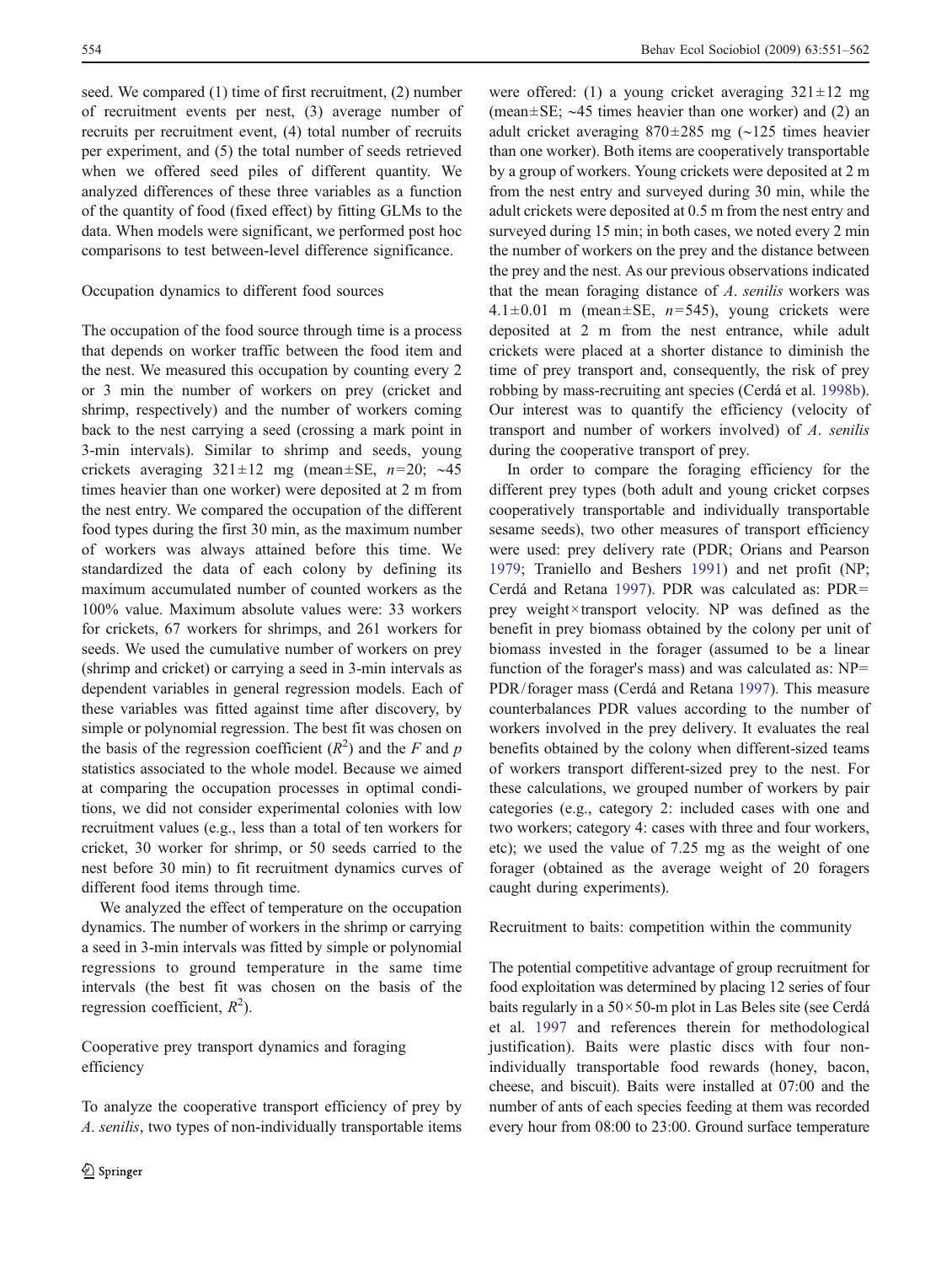seed. We compared (1) time of first recruitment, (2) number of recruitment events per nest, (3) average number of recruits per recruitment event, (4) total number of recruits per experiment, and (5) the total number of seeds retrieved when we offered seed piles of different quantity. We analyzed differences of these three variables as a function of the quantity of food (fixed effect) by fitting GLMs to the data. When models were significant, we performed post hoc comparisons to test between-level difference significance.

### Occupation dynamics to different food sources

The occupation of the food source through time is a process that depends on worker traffic between the food item and the nest. We measured this occupation by counting every 2 or 3 min the number of workers on prey (cricket and shrimp, respectively) and the number of workers coming back to the nest carrying a seed (crossing a mark point in 3-min intervals). Similar to shrimp and seeds, young crickets averaging 321±12 mg (mean±SE, $n$=20; ∼45 times heavier than one worker) were deposited at 2 m from the nest entry. We compared the occupation of the different food types during the first 30 min, as the maximum number of workers was always attained before this time. We standardized the data of each colony by defining its maximum accumulated number of counted workers as the 100% value. Maximum absolute values were: 33 workers for crickets, 67 workers for shrimps, and 261 workers for seeds. We used the cumulative number of workers on prey (shrimp and cricket) or carrying a seed in 3-min intervals as dependent variables in general regression models. Each of these variables was fitted against time after discovery, by simple or polynomial regression. The best fit was chosen on the basis of the regression coefficient ($R^2$) and the $F$ and $p$ statistics associated to the whole model. Because we aimed at comparing the occupation processes in optimal conditions, we did not consider experimental colonies with low recruitment values (e.g., less than a total of ten workers for cricket, 30 worker for shrimp, or 50 seeds carried to the nest before 30 min) to fit recruitment dynamics curves of different food items through time.

We analyzed the effect of temperature on the occupation dynamics. The number of workers in the shrimp or carrying a seed in 3-min intervals was fitted by simple or polynomial regressions to ground temperature in the same time intervals (the best fit was chosen on the basis of the regression coefficient, $R^2$).

### Cooperative prey transport dynamics and foraging efficiency

To analyze the cooperative transport efficiency of prey by *A. senilis*, two types of non-individually transportable items were offered: (1) a young cricket averaging 321±12 mg (mean±SE; ∼45 times heavier than one worker) and (2) an adult cricket averaging 870±285 mg (∼125 times heavier than one worker). Both items are cooperatively transportable by a group of workers. Young crickets were deposited at 2 m from the nest entry and surveyed during 30 min, while the adult crickets were deposited at 0.5 m from the nest entry and surveyed during 15 min; in both cases, we noted every 2 min the number of workers on the prey and the distance between the prey and the nest. As our previous observations indicated that the mean foraging distance of *A. senilis* workers was 4.1±0.01 m (mean±SE, $n$=545), young crickets were deposited at 2 m from the nest entrance, while adult crickets were placed at a shorter distance to diminish the time of prey transport and, consequently, the risk of prey robbing by mass-recruiting ant species (Cerdá et al. 1998b). Our interest was to quantify the efficiency (velocity of transport and number of workers involved) of *A. senilis* during the cooperative transport of prey.

In order to compare the foraging efficiency for the different prey types (both adult and young cricket corpses cooperatively transportable and individually transportable sesame seeds), two other measures of transport efficiency were used: prey delivery rate (PDR; Orians and Pearson 1979; Traniello and Beshers 1991) and net profit (NP; Cerdá and Retana 1997). PDR was calculated as: PDR= prey weight×transport velocity. NP was defined as the benefit in prey biomass obtained by the colony per unit of biomass invested in the forager (assumed to be a linear function of the forager's mass) and was calculated as: NP= PDR/forager mass (Cerdá and Retana 1997). This measure counterbalances PDR values according to the number of workers involved in the prey delivery. It evaluates the real benefits obtained by the colony when different-sized teams of workers transport different-sized prey to the nest. For these calculations, we grouped number of workers by pair categories (e.g., category 2: included cases with one and two workers; category 4: cases with three and four workers, etc); we used the value of 7.25 mg as the weight of one forager (obtained as the average weight of 20 foragers caught during experiments).

### Recruitment to baits: competition within the community

The potential competitive advantage of group recruitment for food exploitation was determined by placing 12 series of four baits regularly in a 50×50-m plot in Las Beles site (see Cerdá et al. 1997 and references therein for methodological justification). Baits were plastic discs with four non-individually transportable food rewards (honey, bacon, cheese, and biscuit). Baits were installed at 07:00 and the number of ants of each species feeding at them was recorded every hour from 08:00 to 23:00. Ground surface temperature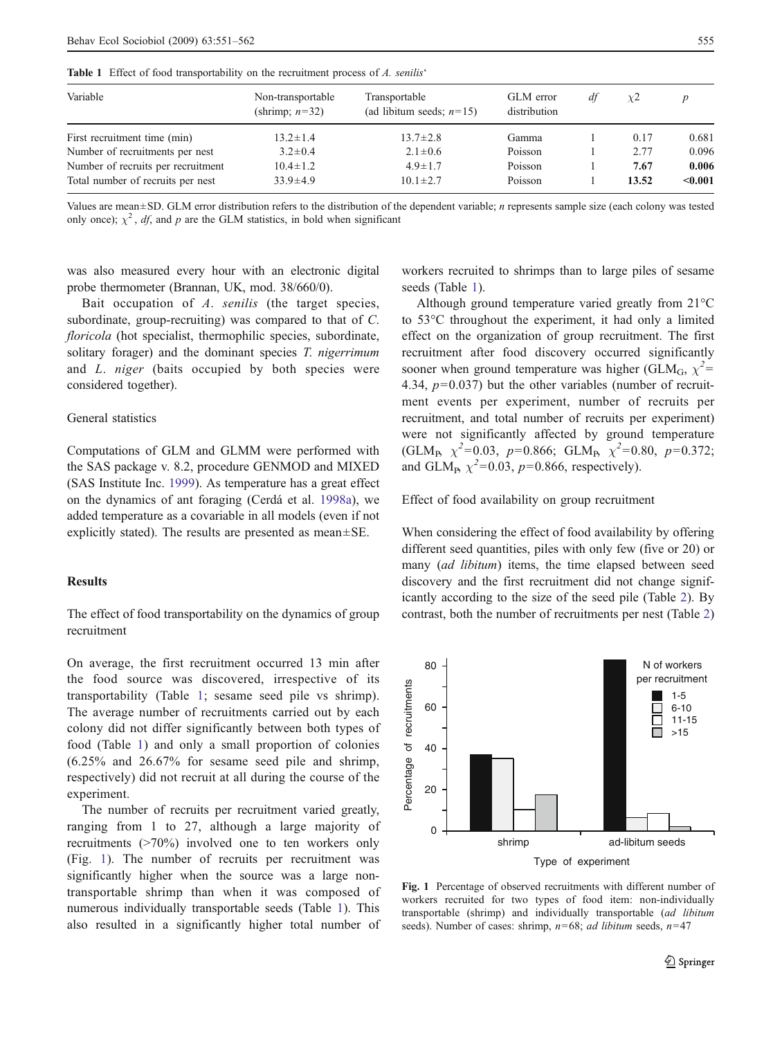**Table 1** Effect of food transportability on the recruitment process of *A. senilis*'

| Variable | Non-transportable (shrimp; $n=32$) | Transportable (ad libitum seeds; $n=15$) | GLM error distribution | *df* | $\chi2$ | *p* |
|---|---|---|---|---|---|---|
| First recruitment time (min) | 13.2±1.4 | 13.7±2.8 | Gamma | 1 | 0.17 | 0.681 |
| Number of recruitments per nest | 3.2±0.4 | 2.1±0.6 | Poisson | 1 | 2.77 | 0.096 |
| Number of recruits per recruitment | 10.4±1.2 | 4.9±1.7 | Poisson | 1 | **7.67** | **0.006** |
| Total number of recruits per nest | 33.9±4.9 | 10.1±2.7 | Poisson | 1 | **13.52** | **<0.001** |

Values are mean±SD. GLM error distribution refers to the distribution of the dependent variable; *n* represents sample size (each colony was tested only once); $\chi^2$, *df*, and *p* are the GLM statistics, in bold when significant

was also measured every hour with an electronic digital probe thermometer (Brannan, UK, mod. 38/660/0).

Bait occupation of *A. senilis* (the target species, subordinate, group-recruiting) was compared to that of *C. floricola* (hot specialist, thermophilic species, subordinate, solitary forager) and the dominant species *T. nigerrimum* and *L. niger* (baits occupied by both species were considered together).

General statistics

Computations of GLM and GLMM were performed with the SAS package v. 8.2, procedure GENMOD and MIXED (SAS Institute Inc. 1999). As temperature has a great effect on the dynamics of ant foraging (Cerdá et al. 1998a), we added temperature as a covariable in all models (even if not explicitly stated). The results are presented as mean±SE.

## Results

The effect of food transportability on the dynamics of group recruitment

On average, the first recruitment occurred 13 min after the food source was discovered, irrespective of its transportability (Table 1; sesame seed pile vs shrimp). The average number of recruitments carried out by each colony did not differ significantly between both types of food (Table 1) and only a small proportion of colonies (6.25% and 26.67% for sesame seed pile and shrimp, respectively) did not recruit at all during the course of the experiment.

The number of recruits per recruitment varied greatly, ranging from 1 to 27, although a large majority of recruitments (>70%) involved one to ten workers only (Fig. 1). The number of recruits per recruitment was significantly higher when the source was a large non-transportable shrimp than when it was composed of numerous individually transportable seeds (Table 1). This also resulted in a significantly higher total number of workers recruited to shrimps than to large piles of sesame seeds (Table 1).

Although ground temperature varied greatly from 21°C to 53°C throughout the experiment, it had only a limited effect on the organization of group recruitment. The first recruitment after food discovery occurred significantly sooner when ground temperature was higher ($GLM_G$, $\chi^2=4.34$, $p=0.037$) but the other variables (number of recruitment events per experiment, number of recruits per recruitment, and total number of recruits per experiment) were not significantly affected by ground temperature ($GLM_P$, $\chi^2=0.03$, $p=0.866$; $GLM_P$, $\chi^2=0.80$, $p=0.372$; and $GLM_P$, $\chi^2=0.03$, $p=0.866$, respectively).

Effect of food availability on group recruitment

When considering the effect of food availability by offering different seed quantities, piles with only few (five or 20) or many (*ad libitum*) items, the time elapsed between seed discovery and the first recruitment did not change significantly according to the size of the seed pile (Table 2). By contrast, both the number of recruitments per nest (Table 2)

**Fig. 1** Percentage of observed recruitments with different number of workers recruited for two types of food item: non-individually transportable (shrimp) and individually transportable (*ad libitum* seeds). Number of cases: shrimp, $n=68$; *ad libitum* seeds, $n=47$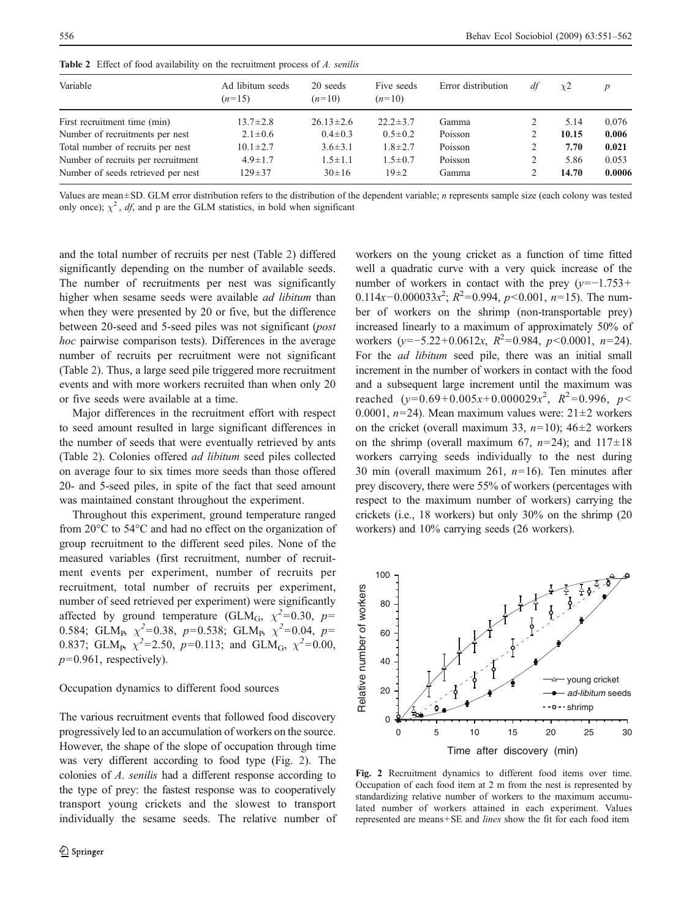**Table 2** Effect of food availability on the recruitment process of *A. senilis*

| Variable | Ad libitum seeds ($n$=15) | 20 seeds ($n$=10) | Five seeds ($n$=10) | Error distribution | df | $\chi2$ | p |
|---|---|---|---|---|---|---|---|
| First recruitment time (min) | 13.7±2.8 | 26.13±2.6 | 22.2±3.7 | Gamma | 2 | 5.14 | 0.076 |
| Number of recruitments per nest | 2.1±0.6 | 0.4±0.3 | 0.5±0.2 | Poisson | 2 | **10.15** | **0.006** |
| Total number of recruits per nest | 10.1±2.7 | 3.6±3.1 | 1.8±2.7 | Poisson | 2 | **7.70** | **0.021** |
| Number of recruits per recruitment | 4.9±1.7 | 1.5±1.1 | 1.5±0.7 | Poisson | 2 | 5.86 | 0.053 |
| Number of seeds retrieved per nest | 129±37 | 30±16 | 19±2 | Gamma | 2 | **14.70** | **0.0006** |

Values are mean±SD. GLM error distribution refers to the distribution of the dependent variable; *n* represents sample size (each colony was tested only once); $\chi^2$, *df*, and p are the GLM statistics, in bold when significant

and the total number of recruits per nest (Table 2) differed significantly depending on the number of available seeds. The number of recruitments per nest was significantly higher when sesame seeds were available *ad libitum* than when they were presented by 20 or five, but the difference between 20-seed and 5-seed piles was not significant (*post hoc* pairwise comparison tests). Differences in the average number of recruits per recruitment were not significant (Table 2). Thus, a large seed pile triggered more recruitment events and with more workers recruited than when only 20 or five seeds were available at a time.

Major differences in the recruitment effort with respect to seed amount resulted in large significant differences in the number of seeds that were eventually retrieved by ants (Table 2). Colonies offered *ad libitum* seed piles collected on average four to six times more seeds than those offered 20- and 5-seed piles, in spite of the fact that seed amount was maintained constant throughout the experiment.

Throughout this experiment, ground temperature ranged from 20°C to 54°C and had no effect on the organization of group recruitment to the different seed piles. None of the measured variables (first recruitment, number of recruitment events per experiment, number of recruits per recruitment, total number of recruits per experiment, number of seed retrieved per experiment) were significantly affected by ground temperature ($GLM_G$, $\chi^2$=0.30, $p$= 0.584; $GLM_P$, $\chi^2$=0.38, $p$=0.538; $GLM_P$, $\chi^2$=0.04, $p$= 0.837; $GLM_P$, $\chi^2$=2.50, $p$=0.113; and $GLM_G$, $\chi^2$=0.00, $p$=0.961, respectively).

### Occupation dynamics to different food sources

The various recruitment events that followed food discovery progressively led to an accumulation of workers on the source. However, the shape of the slope of occupation through time was very different according to food type (Fig. 2). The colonies of *A. senilis* had a different response according to the type of prey: the fastest response was to cooperatively transport young crickets and the slowest to transport individually the sesame seeds. The relative number of workers on the young cricket as a function of time fitted well a quadratic curve with a very quick increase of the number of workers in contact with the prey ($y=-1.753+0.114x-0.000033x^2$; $R^2$=0.994, $p$<0.001, $n$=15). The number of workers on the shrimp (non-transportable prey) increased linearly to a maximum of approximately 50% of workers ($y=-5.22+0.0612x$, $R^2$=0.984, $p$<0.0001, $n$=24). For the *ad libitum* seed pile, there was an initial small increment in the number of workers in contact with the food and a subsequent large increment until the maximum was reached ($y=0.69+0.005x+0.000029x^2$, $R^2$=0.996, $p$< 0.0001, $n$=24). Mean maximum values were: 21±2 workers on the cricket (overall maximum 33, $n$=10); 46±2 workers on the shrimp (overall maximum 67, $n$=24); and 117±18 workers carrying seeds individually to the nest during 30 min (overall maximum 261, $n$=16). Ten minutes after prey discovery, there were 55% of workers (percentages with respect to the maximum number of workers) carrying the crickets (i.e., 18 workers) but only 30% on the shrimp (20 workers) and 10% carrying seeds (26 workers).

**Fig. 2** Recruitment dynamics to different food items over time. Occupation of each food item at 2 m from the nest is represented by standardizing relative number of workers to the maximum accumulated number of workers attained in each experiment. Values represented are means+SE and *lines* show the fit for each food item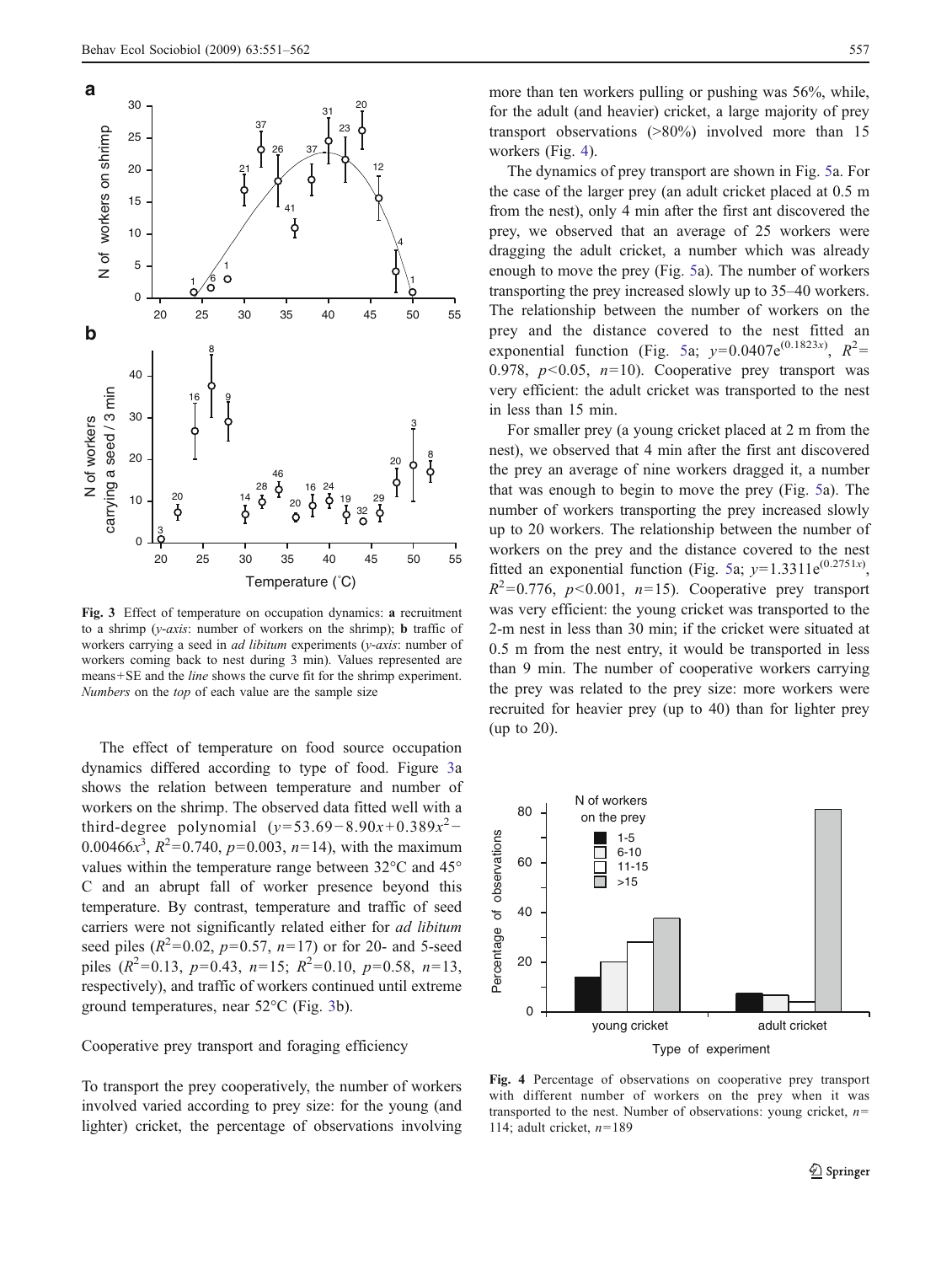Fig. 3 Effect of temperature on occupation dynamics: **a** recruitment to a shrimp (*y-axis*: number of workers on the shrimp); **b** traffic of workers carrying a seed in *ad libitum* experiments (*y-axis*: number of workers coming back to nest during 3 min). Values represented are means+SE and the *line* shows the curve fit for the shrimp experiment. *Numbers* on the *top* of each value are the sample size

The effect of temperature on food source occupation dynamics differed according to type of food. Figure 3a shows the relation between temperature and number of workers on the shrimp. The observed data fitted well with a third-degree polynomial ($y=53.69-8.90x+0.389x^2-0.00466x^3$, $R^2=0.740$, $p=0.003$, $n=14$), with the maximum values within the temperature range between 32°C and 45°C and an abrupt fall of worker presence beyond this temperature. By contrast, temperature and traffic of seed carriers were not significantly related either for *ad libitum* seed piles ($R^2=0.02$, $p=0.57$, $n=17$) or for 20- and 5-seed piles ($R^2=0.13$, $p=0.43$, $n=15$; $R^2=0.10$, $p=0.58$, $n=13$, respectively), and traffic of workers continued until extreme ground temperatures, near 52°C (Fig. 3b).

## Cooperative prey transport and foraging efficiency

To transport the prey cooperatively, the number of workers involved varied according to prey size: for the young (and lighter) cricket, the percentage of observations involving more than ten workers pulling or pushing was 56%, while, for the adult (and heavier) cricket, a large majority of prey transport observations (>80%) involved more than 15 workers (Fig. 4).

The dynamics of prey transport are shown in Fig. 5a. For the case of the larger prey (an adult cricket placed at 0.5 m from the nest), only 4 min after the first ant discovered the prey, we observed that an average of 25 workers were dragging the adult cricket, a number which was already enough to move the prey (Fig. 5a). The number of workers transporting the prey increased slowly up to 35–40 workers. The relationship between the number of workers on the prey and the distance covered to the nest fitted an exponential function (Fig. 5a; $y=0.0407e^{(0.1823x)}$, $R^2=0.978$, $p<0.05$, $n=10$). Cooperative prey transport was very efficient: the adult cricket was transported to the nest in less than 15 min.

For smaller prey (a young cricket placed at 2 m from the nest), we observed that 4 min after the first ant discovered the prey an average of nine workers dragged it, a number that was enough to begin to move the prey (Fig. 5a). The number of workers transporting the prey increased slowly up to 20 workers. The relationship between the number of workers on the prey and the distance covered to the nest fitted an exponential function (Fig. 5a; $y=1.3311e^{(0.2751x)}$, $R^2=0.776$, $p<0.001$, $n=15$). Cooperative prey transport was very efficient: the young cricket was transported to the 2-m nest in less than 30 min; if the cricket were situated at 0.5 m from the nest entry, it would be transported in less than 9 min. The number of cooperative workers carrying the prey was related to the prey size: more workers were recruited for heavier prey (up to 40) than for lighter prey (up to 20).

Fig. 4 Percentage of observations on cooperative prey transport with different number of workers on the prey when it was transported to the nest. Number of observations: young cricket, $n=114$; adult cricket, $n=189$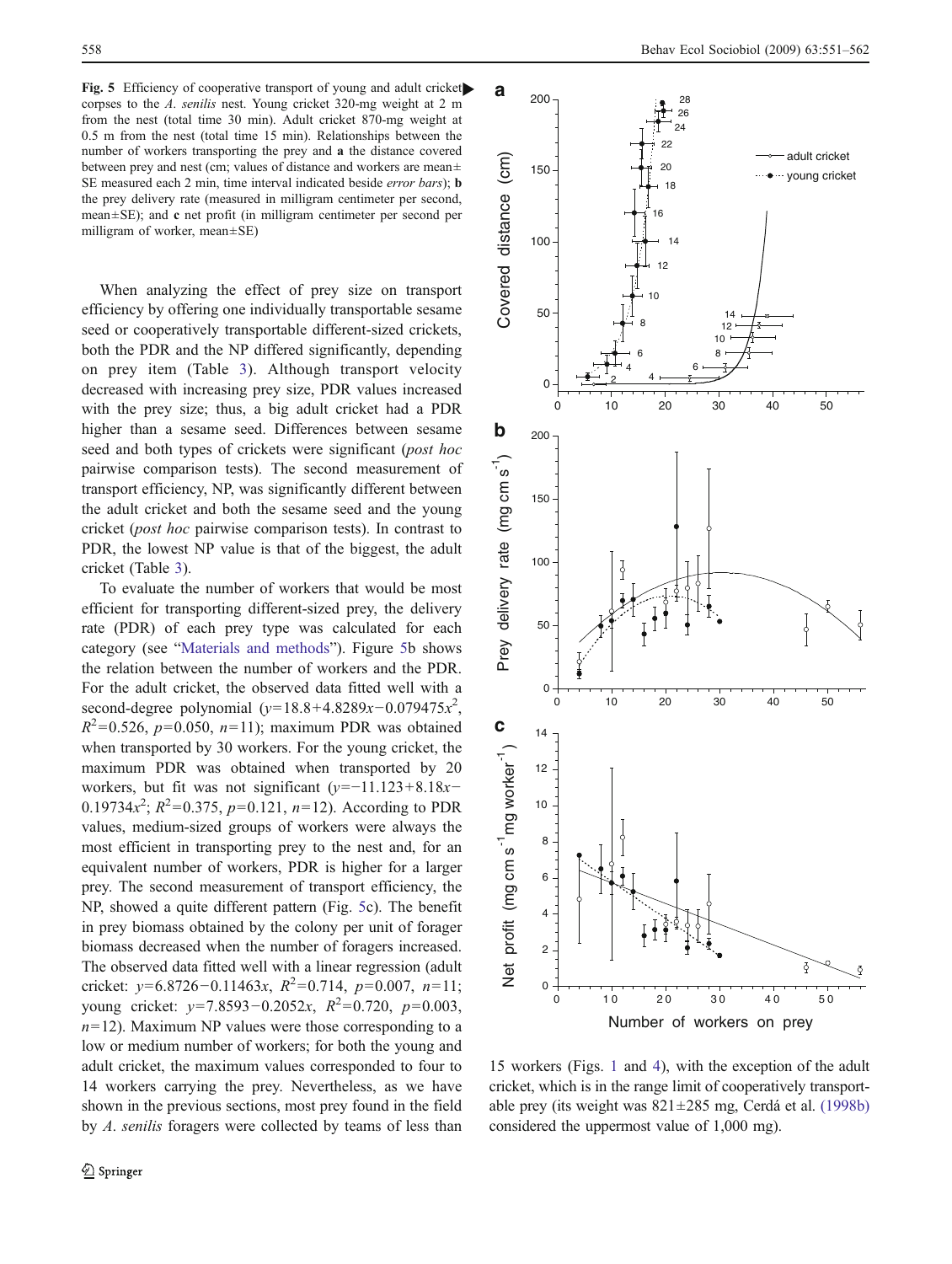**Fig. 5** Efficiency of cooperative transport of young and adult cricket corpses to the *A. senilis* nest. Young cricket 320-mg weight at 2 m from the nest (total time 30 min). Adult cricket 870-mg weight at 0.5 m from the nest (total time 15 min). Relationships between the number of workers transporting the prey and **a** the distance covered between prey and nest (cm; values of distance and workers are mean± SE measured each 2 min, time interval indicated beside *error bars*); **b** the prey delivery rate (measured in milligram centimeter per second, mean±SE); and **c** net profit (in milligram centimeter per second per milligram of worker, mean±SE)

When analyzing the effect of prey size on transport efficiency by offering one individually transportable sesame seed or cooperatively transportable different-sized crickets, both the PDR and the NP differed significantly, depending on prey item (Table 3). Although transport velocity decreased with increasing prey size, PDR values increased with the prey size; thus, a big adult cricket had a PDR higher than a sesame seed. Differences between sesame seed and both types of crickets were significant (*post hoc* pairwise comparison tests). The second measurement of transport efficiency, NP, was significantly different between the adult cricket and both the sesame seed and the young cricket (*post hoc* pairwise comparison tests). In contrast to PDR, the lowest NP value is that of the biggest, the adult cricket (Table 3).

To evaluate the number of workers that would be most efficient for transporting different-sized prey, the delivery rate (PDR) of each prey type was calculated for each category (see "Materials and methods"). Figure 5b shows the relation between the number of workers and the PDR. For the adult cricket, the observed data fitted well with a second-degree polynomial ($y=18.8+4.8289x-0.079475x^2$, $R^2=0.526$, $p=0.050$, $n=11$); maximum PDR was obtained when transported by 30 workers. For the young cricket, the maximum PDR was obtained when transported by 20 workers, but fit was not significant ($y=-11.123+8.18x-0.19734x^2$; $R^2=0.375$, $p=0.121$, $n=12$). According to PDR values, medium-sized groups of workers were always the most efficient in transporting prey to the nest and, for an equivalent number of workers, PDR is higher for a larger prey. The second measurement of transport efficiency, the NP, showed a quite different pattern (Fig. 5c). The benefit in prey biomass obtained by the colony per unit of forager biomass decreased when the number of foragers increased. The observed data fitted well with a linear regression (adult cricket: $y=6.8726-0.11463x$, $R^2=0.714$, $p=0.007$, $n=11$; young cricket: $y=7.8593-0.2052x$, $R^2=0.720$, $p=0.003$, $n=12$). Maximum NP values were those corresponding to a low or medium number of workers; for both the young and adult cricket, the maximum values corresponded to four to 14 workers carrying the prey. Nevertheless, as we have shown in the previous sections, most prey found in the field by *A. senilis* foragers were collected by teams of less than 15 workers (Figs. 1 and 4), with the exception of the adult cricket, which is in the range limit of cooperatively transportable prey (its weight was 821±285 mg, Cerdá et al. (1998b) considered the uppermost value of 1,000 mg).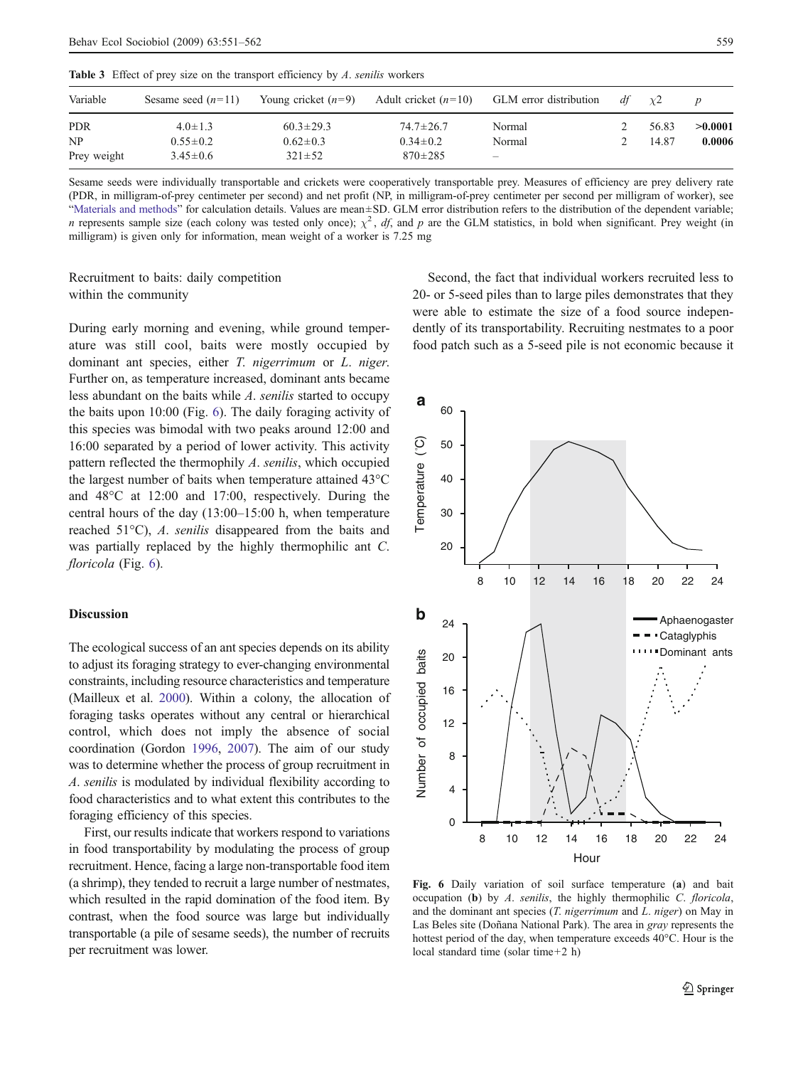**Table 3** Effect of prey size on the transport efficiency by *A. senilis* workers

| Variable | Sesame seed ($n$=11) | Young cricket ($n$=9) | Adult cricket ($n$=10) | GLM error distribution | *df* | $\chi2$ | *p* |
|---|---|---|---|---|---|---|---|
| PDR | 4.0±1.3 | 60.3±29.3 | 74.7±26.7 | Normal | 2 | 56.83 | **>0.0001** |
| NP | 0.55±0.2 | 0.62±0.3 | 0.34±0.2 | Normal | 2 | 14.87 | **0.0006** |
| Prey weight | 3.45±0.6 | 321±52 | 870±285 | – | | | |

Sesame seeds were individually transportable and crickets were cooperatively transportable prey. Measures of efficiency are prey delivery rate (PDR, in milligram-of-prey centimeter per second) and net profit (NP, in milligram-of-prey centimeter per second per milligram of worker), see "Materials and methods" for calculation details. Values are mean±SD. GLM error distribution refers to the distribution of the dependent variable; *n* represents sample size (each colony was tested only once); $\chi^2$, *df*, and *p* are the GLM statistics, in bold when significant. Prey weight (in milligram) is given only for information, mean weight of a worker is 7.25 mg

Recruitment to baits: daily competition within the community

During early morning and evening, while ground temperature was still cool, baits were mostly occupied by dominant ant species, either *T. nigerrimum* or *L. niger*. Further on, as temperature increased, dominant ants became less abundant on the baits while *A. senilis* started to occupy the baits upon 10:00 (Fig. 6). The daily foraging activity of this species was bimodal with two peaks around 12:00 and 16:00 separated by a period of lower activity. This activity pattern reflected the thermophily *A. senilis*, which occupied the largest number of baits when temperature attained 43°C and 48°C at 12:00 and 17:00, respectively. During the central hours of the day (13:00–15:00 h, when temperature reached 51°C), *A. senilis* disappeared from the baits and was partially replaced by the highly thermophilic ant *C. floricola* (Fig. 6).

## Discussion

The ecological success of an ant species depends on its ability to adjust its foraging strategy to ever-changing environmental constraints, including resource characteristics and temperature (Mailleux et al. 2000). Within a colony, the allocation of foraging tasks operates without any central or hierarchical control, which does not imply the absence of social coordination (Gordon 1996, 2007). The aim of our study was to determine whether the process of group recruitment in *A. senilis* is modulated by individual flexibility according to food characteristics and to what extent this contributes to the foraging efficiency of this species.

First, our results indicate that workers respond to variations in food transportability by modulating the process of group recruitment. Hence, facing a large non-transportable food item (a shrimp), they tended to recruit a large number of nestmates, which resulted in the rapid domination of the food item. By contrast, when the food source was large but individually transportable (a pile of sesame seeds), the number of recruits per recruitment was lower.

Second, the fact that individual workers recruited less to 20- or 5-seed piles than to large piles demonstrates that they were able to estimate the size of a food source independently of its transportability. Recruiting nestmates to a poor food patch such as a 5-seed pile is not economic because it

**Fig. 6** Daily variation of soil surface temperature (**a**) and bait occupation (**b**) by *A. senilis*, the highly thermophilic *C. floricola*, and the dominant ant species (*T. nigerrimum* and *L. niger*) on May in Las Beles site (Doñana National Park). The area in *gray* represents the hottest period of the day, when temperature exceeds 40°C. Hour is the local standard time (solar time+2 h)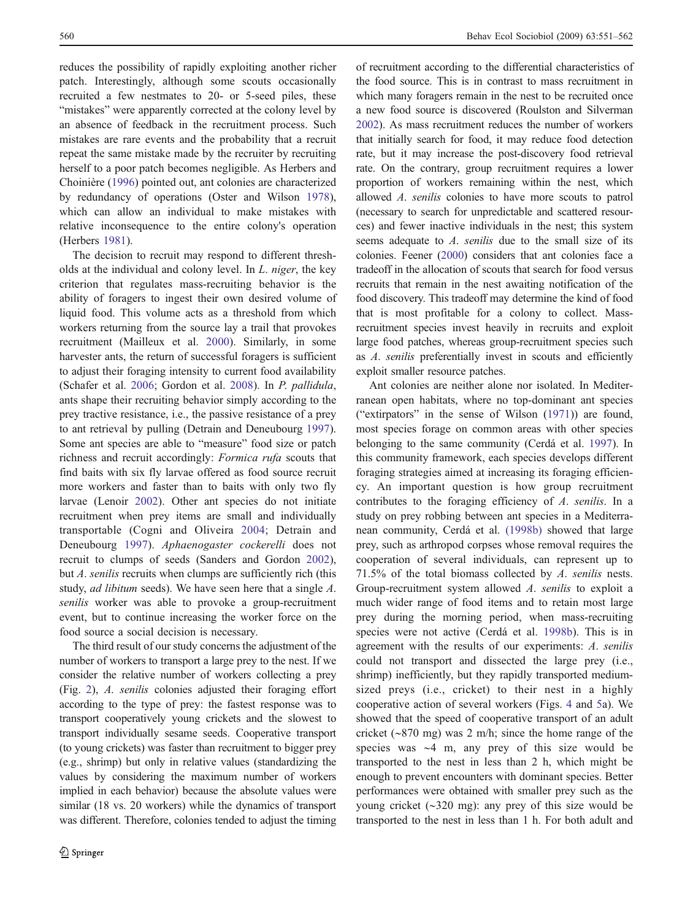reduces the possibility of rapidly exploiting another richer patch. Interestingly, although some scouts occasionally recruited a few nestmates to 20- or 5-seed piles, these "mistakes" were apparently corrected at the colony level by an absence of feedback in the recruitment process. Such mistakes are rare events and the probability that a recruit repeat the same mistake made by the recruiter by recruiting herself to a poor patch becomes negligible. As Herbers and Choinière (1996) pointed out, ant colonies are characterized by redundancy of operations (Oster and Wilson 1978), which can allow an individual to make mistakes with relative inconsequence to the entire colony's operation (Herbers 1981).

The decision to recruit may respond to different thresholds at the individual and colony level. In *L. niger*, the key criterion that regulates mass-recruiting behavior is the ability of foragers to ingest their own desired volume of liquid food. This volume acts as a threshold from which workers returning from the source lay a trail that provokes recruitment (Mailleux et al. 2000). Similarly, in some harvester ants, the return of successful foragers is sufficient to adjust their foraging intensity to current food availability (Schafer et al. 2006; Gordon et al. 2008). In *P. pallidula*, ants shape their recruiting behavior simply according to the prey tractive resistance, i.e., the passive resistance of a prey to ant retrieval by pulling (Detrain and Deneubourg 1997). Some ant species are able to "measure" food size or patch richness and recruit accordingly: *Formica rufa* scouts that find baits with six fly larvae offered as food source recruit more workers and faster than to baits with only two fly larvae (Lenoir 2002). Other ant species do not initiate recruitment when prey items are small and individually transportable (Cogni and Oliveira 2004; Detrain and Deneubourg 1997). *Aphaenogaster cockerelli* does not recruit to clumps of seeds (Sanders and Gordon 2002), but *A. senilis* recruits when clumps are sufficiently rich (this study, *ad libitum* seeds). We have seen here that a single *A. senilis* worker was able to provoke a group-recruitment event, but to continue increasing the worker force on the food source a social decision is necessary.

The third result of our study concerns the adjustment of the number of workers to transport a large prey to the nest. If we consider the relative number of workers collecting a prey (Fig. 2), *A. senilis* colonies adjusted their foraging effort according to the type of prey: the fastest response was to transport cooperatively young crickets and the slowest to transport individually sesame seeds. Cooperative transport (to young crickets) was faster than recruitment to bigger prey (e.g., shrimp) but only in relative values (standardizing the values by considering the maximum number of workers implied in each behavior) because the absolute values were similar (18 vs. 20 workers) while the dynamics of transport was different. Therefore, colonies tended to adjust the timing of recruitment according to the differential characteristics of the food source. This is in contrast to mass recruitment in which many foragers remain in the nest to be recruited once a new food source is discovered (Roulston and Silverman 2002). As mass recruitment reduces the number of workers that initially search for food, it may reduce food detection rate, but it may increase the post-discovery food retrieval rate. On the contrary, group recruitment requires a lower proportion of workers remaining within the nest, which allowed *A. senilis* colonies to have more scouts to patrol (necessary to search for unpredictable and scattered resources) and fewer inactive individuals in the nest; this system seems adequate to *A. senilis* due to the small size of its colonies. Feener (2000) considers that ant colonies face a tradeoff in the allocation of scouts that search for food versus recruits that remain in the nest awaiting notification of the food discovery. This tradeoff may determine the kind of food that is most profitable for a colony to collect. Mass-recruitment species invest heavily in recruits and exploit large food patches, whereas group-recruitment species such as *A. senilis* preferentially invest in scouts and efficiently exploit smaller resource patches.

Ant colonies are neither alone nor isolated. In Mediterranean open habitats, where no top-dominant ant species ("extirpators" in the sense of Wilson (1971)) are found, most species forage on common areas with other species belonging to the same community (Cerdá et al. 1997). In this community framework, each species develops different foraging strategies aimed at increasing its foraging efficiency. An important question is how group recruitment contributes to the foraging efficiency of *A. senilis*. In a study on prey robbing between ant species in a Mediterranean community, Cerdá et al. (1998b) showed that large prey, such as arthropod corpses whose removal requires the cooperation of several individuals, can represent up to 71.5% of the total biomass collected by *A. senilis* nests. Group-recruitment system allowed *A. senilis* to exploit a much wider range of food items and to retain most large prey during the morning period, when mass-recruiting species were not active (Cerdá et al. 1998b). This is in agreement with the results of our experiments: *A. senilis* could not transport and dissected the large prey (i.e., shrimp) inefficiently, but they rapidly transported medium-sized preys (i.e., cricket) to their nest in a highly cooperative action of several workers (Figs. 4 and 5a). We showed that the speed of cooperative transport of an adult cricket (~870 mg) was 2 m/h; since the home range of the species was ~4 m, any prey of this size would be transported to the nest in less than 2 h, which might be enough to prevent encounters with dominant species. Better performances were obtained with smaller prey such as the young cricket (~320 mg): any prey of this size would be transported to the nest in less than 1 h. For both adult and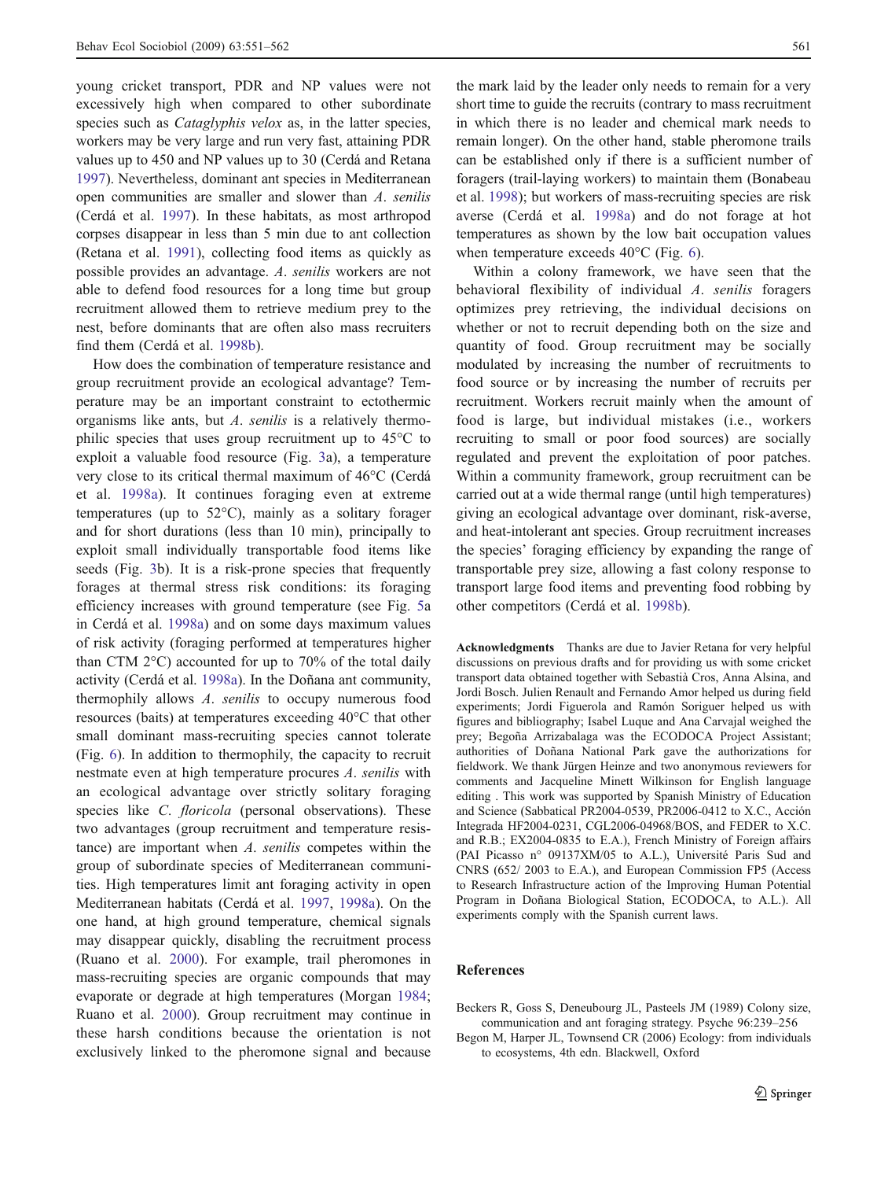young cricket transport, PDR and NP values were not excessively high when compared to other subordinate species such as *Cataglyphis velox* as, in the latter species, workers may be very large and run very fast, attaining PDR values up to 450 and NP values up to 30 (Cerdá and Retana 1997). Nevertheless, dominant ant species in Mediterranean open communities are smaller and slower than *A. senilis* (Cerdá et al. 1997). In these habitats, as most arthropod corpses disappear in less than 5 min due to ant collection (Retana et al. 1991), collecting food items as quickly as possible provides an advantage. *A. senilis* workers are not able to defend food resources for a long time but group recruitment allowed them to retrieve medium prey to the nest, before dominants that are often also mass recruiters find them (Cerdá et al. 1998b).

How does the combination of temperature resistance and group recruitment provide an ecological advantage? Temperature may be an important constraint to ectothermic organisms like ants, but *A. senilis* is a relatively thermophilic species that uses group recruitment up to 45°C to exploit a valuable food resource (Fig. 3a), a temperature very close to its critical thermal maximum of 46°C (Cerdá et al. 1998a). It continues foraging even at extreme temperatures (up to 52°C), mainly as a solitary forager and for short durations (less than 10 min), principally to exploit small individually transportable food items like seeds (Fig. 3b). It is a risk-prone species that frequently forages at thermal stress risk conditions: its foraging efficiency increases with ground temperature (see Fig. 5a in Cerdá et al. 1998a) and on some days maximum values of risk activity (foraging performed at temperatures higher than CTM 2°C) accounted for up to 70% of the total daily activity (Cerdá et al. 1998a). In the Doñana ant community, thermophily allows *A. senilis* to occupy numerous food resources (baits) at temperatures exceeding 40°C that other small dominant mass-recruiting species cannot tolerate (Fig. 6). In addition to thermophily, the capacity to recruit nestmate even at high temperature procures *A. senilis* with an ecological advantage over strictly solitary foraging species like *C. floricola* (personal observations). These two advantages (group recruitment and temperature resistance) are important when *A. senilis* competes within the group of subordinate species of Mediterranean communities. High temperatures limit ant foraging activity in open Mediterranean habitats (Cerdá et al. 1997, 1998a). On the one hand, at high ground temperature, chemical signals may disappear quickly, disabling the recruitment process (Ruano et al. 2000). For example, trail pheromones in mass-recruiting species are organic compounds that may evaporate or degrade at high temperatures (Morgan 1984; Ruano et al. 2000). Group recruitment may continue in these harsh conditions because the orientation is not exclusively linked to the pheromone signal and because the mark laid by the leader only needs to remain for a very short time to guide the recruits (contrary to mass recruitment in which there is no leader and chemical mark needs to remain longer). On the other hand, stable pheromone trails can be established only if there is a sufficient number of foragers (trail-laying workers) to maintain them (Bonabeau et al. 1998); but workers of mass-recruiting species are risk averse (Cerdá et al. 1998a) and do not forage at hot temperatures as shown by the low bait occupation values when temperature exceeds 40°C (Fig. 6).

Within a colony framework, we have seen that the behavioral flexibility of individual *A. senilis* foragers optimizes prey retrieving, the individual decisions on whether or not to recruit depending both on the size and quantity of food. Group recruitment may be socially modulated by increasing the number of recruitments to food source or by increasing the number of recruits per recruitment. Workers recruit mainly when the amount of food is large, but individual mistakes (i.e., workers recruiting to small or poor food sources) are socially regulated and prevent the exploitation of poor patches. Within a community framework, group recruitment can be carried out at a wide thermal range (until high temperatures) giving an ecological advantage over dominant, risk-averse, and heat-intolerant ant species. Group recruitment increases the species' foraging efficiency by expanding the range of transportable prey size, allowing a fast colony response to transport large food items and preventing food robbing by other competitors (Cerdá et al. 1998b).

**Acknowledgments** Thanks are due to Javier Retana for very helpful discussions on previous drafts and for providing us with some cricket transport data obtained together with Sebastià Cros, Anna Alsina, and Jordi Bosch. Julien Renault and Fernando Amor helped us during field experiments; Jordi Figuerola and Ramón Soriguer helped us with figures and bibliography; Isabel Luque and Ana Carvajal weighed the prey; Begoña Arrizabalaga was the ECODOCA Project Assistant; authorities of Doñana National Park gave the authorizations for fieldwork. We thank Jürgen Heinze and two anonymous reviewers for comments and Jacqueline Minett Wilkinson for English language editing . This work was supported by Spanish Ministry of Education and Science (Sabbatical PR2004-0539, PR2006-0412 to X.C., Acción Integrada HF2004-0231, CGL2006-04968/BOS, and FEDER to X.C. and R.B.; EX2004-0835 to E.A.), French Ministry of Foreign affairs (PAI Picasso n° 09137XM/05 to A.L.), Université Paris Sud and CNRS (652/ 2003 to E.A.), and European Commission FP5 (Access to Research Infrastructure action of the Improving Human Potential Program in Doñana Biological Station, ECODOCA, to A.L.). All experiments comply with the Spanish current laws.

## References

Beckers R, Goss S, Deneubourg JL, Pasteels JM (1989) Colony size, communication and ant foraging strategy. Psyche 96:239–256

Begon M, Harper JL, Townsend CR (2006) Ecology: from individuals to ecosystems, 4th edn. Blackwell, Oxford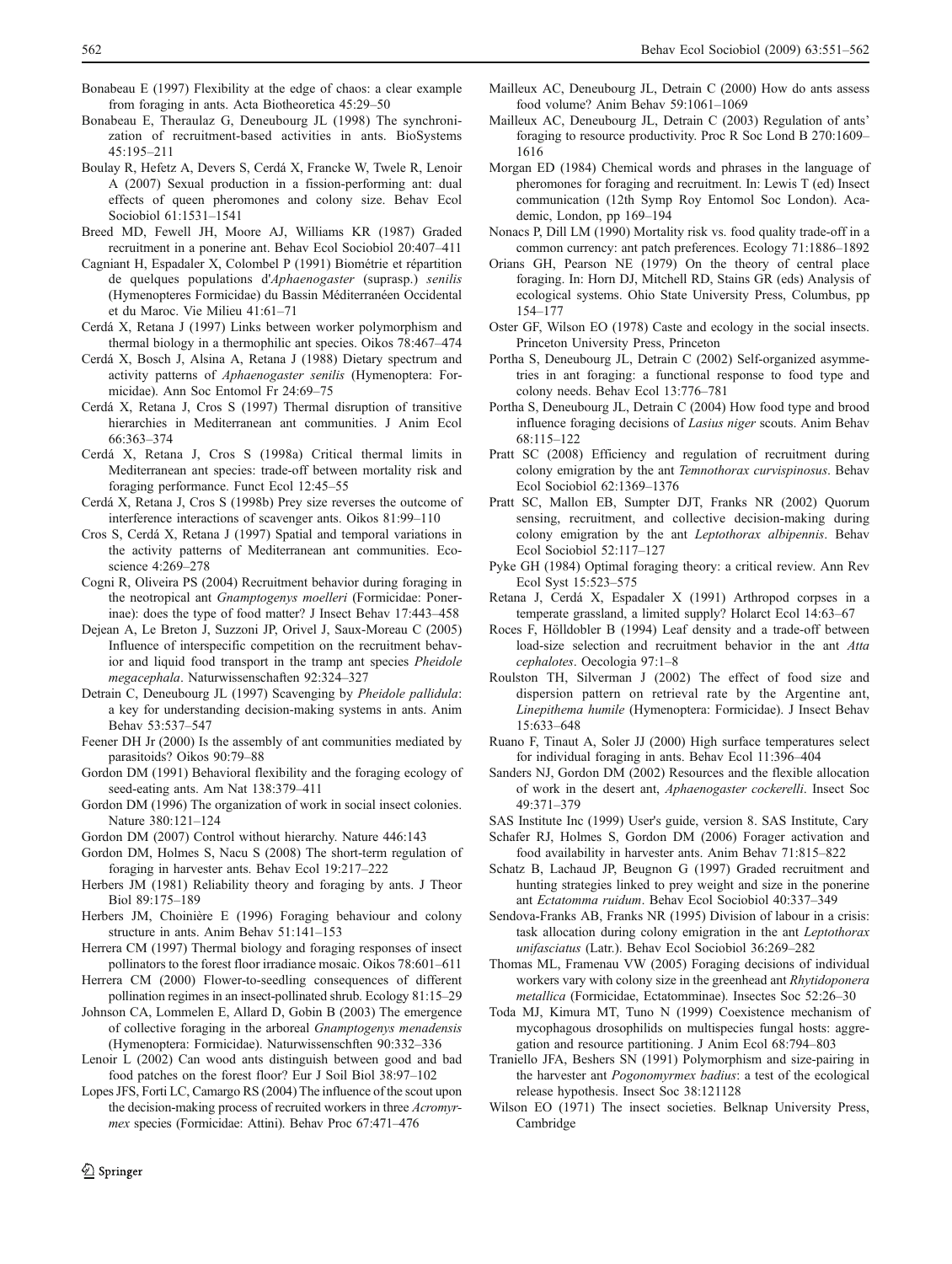Bonabeau E (1997) Flexibility at the edge of chaos: a clear example from foraging in ants. Acta Biotheoretica 45:29–50

Bonabeau E, Theraulaz G, Deneubourg JL (1998) The synchronization of recruitment-based activities in ants. BioSystems 45:195–211

Boulay R, Hefetz A, Devers S, Cerdá X, Francke W, Twele R, Lenoir A (2007) Sexual production in a fission-performing ant: dual effects of queen pheromones and colony size. Behav Ecol Sociobiol 61:1531–1541

Breed MD, Fewell JH, Moore AJ, Williams KR (1987) Graded recruitment in a ponerine ant. Behav Ecol Sociobiol 20:407–411

Cagniant H, Espadaler X, Colombel P (1991) Biométrie et répartition de quelques populations d'*Aphaenogaster* (suprasp.) *senilis* (Hymenopteres Formicidae) du Bassin Méditerranéen Occidental et du Maroc. Vie Milieu 41:61–71

Cerdá X, Retana J (1997) Links between worker polymorphism and thermal biology in a thermophilic ant species. Oikos 78:467–474

Cerdá X, Bosch J, Alsina A, Retana J (1988) Dietary spectrum and activity patterns of *Aphaenogaster senilis* (Hymenoptera: Formicidae). Ann Soc Entomol Fr 24:69–75

Cerdá X, Retana J, Cros S (1997) Thermal disruption of transitive hierarchies in Mediterranean ant communities. J Anim Ecol 66:363–374

Cerdá X, Retana J, Cros S (1998a) Critical thermal limits in Mediterranean ant species: trade-off between mortality risk and foraging performance. Funct Ecol 12:45–55

Cerdá X, Retana J, Cros S (1998b) Prey size reverses the outcome of interference interactions of scavenger ants. Oikos 81:99–110

Cros S, Cerdá X, Retana J (1997) Spatial and temporal variations in the activity patterns of Mediterranean ant communities. Ecoscience 4:269–278

Cogni R, Oliveira PS (2004) Recruitment behavior during foraging in the neotropical ant *Gnamptogenys moelleri* (Formicidae: Ponerinae): does the type of food matter? J Insect Behav 17:443–458

Dejean A, Le Breton J, Suzzoni JP, Orivel J, Saux-Moreau C (2005) Influence of interspecific competition on the recruitment behavior and liquid food transport in the tramp ant species *Pheidole megacephala*. Naturwissenschaften 92:324–327

Detrain C, Deneubourg JL (1997) Scavenging by *Pheidole pallidula*: a key for understanding decision-making systems in ants. Anim Behav 53:537–547

Feener DH Jr (2000) Is the assembly of ant communities mediated by parasitoids? Oikos 90:79–88

Gordon DM (1991) Behavioral flexibility and the foraging ecology of seed-eating ants. Am Nat 138:379–411

Gordon DM (1996) The organization of work in social insect colonies. Nature 380:121–124

Gordon DM (2007) Control without hierarchy. Nature 446:143

Gordon DM, Holmes S, Nacu S (2008) The short-term regulation of foraging in harvester ants. Behav Ecol 19:217–222

Herbers JM (1981) Reliability theory and foraging by ants. J Theor Biol 89:175–189

Herbers JM, Choinière E (1996) Foraging behaviour and colony structure in ants. Anim Behav 51:141–153

Herrera CM (1997) Thermal biology and foraging responses of insect pollinators to the forest floor irradiance mosaic. Oikos 78:601–611

Herrera CM (2000) Flower-to-seedling consequences of different pollination regimes in an insect-pollinated shrub. Ecology 81:15–29

Johnson CA, Lommelen E, Allard D, Gobin B (2003) The emergence of collective foraging in the arboreal *Gnamptogenys menadensis* (Hymenoptera: Formicidae). Naturwissenschften 90:332–336

Lenoir L (2002) Can wood ants distinguish between good and bad food patches on the forest floor? Eur J Soil Biol 38:97–102

Lopes JFS, Forti LC, Camargo RS (2004) The influence of the scout upon the decision-making process of recruited workers in three *Acromyrmex* species (Formicidae: Attini). Behav Proc 67:471–476

Mailleux AC, Deneubourg JL, Detrain C (2000) How do ants assess food volume? Anim Behav 59:1061–1069

Mailleux AC, Deneubourg JL, Detrain C (2003) Regulation of ants' foraging to resource productivity. Proc R Soc Lond B 270:1609–1616

Morgan ED (1984) Chemical words and phrases in the language of pheromones for foraging and recruitment. In: Lewis T (ed) Insect communication (12th Symp Roy Entomol Soc London). Academic, London, pp 169–194

Nonacs P, Dill LM (1990) Mortality risk vs. food quality trade-off in a common currency: ant patch preferences. Ecology 71:1886–1892

Orians GH, Pearson NE (1979) On the theory of central place foraging. In: Horn DJ, Mitchell RD, Stains GR (eds) Analysis of ecological systems. Ohio State University Press, Columbus, pp 154–177

Oster GF, Wilson EO (1978) Caste and ecology in the social insects. Princeton University Press, Princeton

Portha S, Deneubourg JL, Detrain C (2002) Self-organized asymmetries in ant foraging: a functional response to food type and colony needs. Behav Ecol 13:776–781

Portha S, Deneubourg JL, Detrain C (2004) How food type and brood influence foraging decisions of *Lasius niger* scouts. Anim Behav 68:115–122

Pratt SC (2008) Efficiency and regulation of recruitment during colony emigration by the ant *Temnothorax curvispinosus*. Behav Ecol Sociobiol 62:1369–1376

Pratt SC, Mallon EB, Sumpter DJT, Franks NR (2002) Quorum sensing, recruitment, and collective decision-making during colony emigration by the ant *Leptothorax albipennis*. Behav Ecol Sociobiol 52:117–127

Pyke GH (1984) Optimal foraging theory: a critical review. Ann Rev Ecol Syst 15:523–575

Retana J, Cerdá X, Espadaler X (1991) Arthropod corpses in a temperate grassland, a limited supply? Holarct Ecol 14:63–67

Roces F, Hölldobler B (1994) Leaf density and a trade-off between load-size selection and recruitment behavior in the ant *Atta cephalotes*. Oecologia 97:1–8

Roulston TH, Silverman J (2002) The effect of food size and dispersion pattern on retrieval rate by the Argentine ant, *Linepithema humile* (Hymenoptera: Formicidae). J Insect Behav 15:633–648

Ruano F, Tinaut A, Soler JJ (2000) High surface temperatures select for individual foraging in ants. Behav Ecol 11:396–404

Sanders NJ, Gordon DM (2002) Resources and the flexible allocation of work in the desert ant, *Aphaenogaster cockerelli*. Insect Soc 49:371–379

SAS Institute Inc (1999) User's guide, version 8. SAS Institute, Cary

Schafer RJ, Holmes S, Gordon DM (2006) Forager activation and food availability in harvester ants. Anim Behav 71:815–822

Schatz B, Lachaud JP, Beugnon G (1997) Graded recruitment and hunting strategies linked to prey weight and size in the ponerine ant *Ectatomma ruidum*. Behav Ecol Sociobiol 40:337–349

Sendova-Franks AB, Franks NR (1995) Division of labour in a crisis: task allocation during colony emigration in the ant *Leptothorax unifasciatus* (Latr.). Behav Ecol Sociobiol 36:269–282

Thomas ML, Framenau VW (2005) Foraging decisions of individual workers vary with colony size in the greenhead ant *Rhytidoponera metallica* (Formicidae, Ectatomminae). Insectes Soc 52:26–30

Toda MJ, Kimura MT, Tuno N (1999) Coexistence mechanism of mycophagous drosophilids on multispecies fungal hosts: aggregation and resource partitioning. J Anim Ecol 68:794–803

Traniello JFA, Beshers SN (1991) Polymorphism and size-pairing in the harvester ant *Pogonomyrmex badius*: a test of the ecological release hypothesis. Insect Soc 38:121128

Wilson EO (1971) The insect societies. Belknap University Press, Cambridge